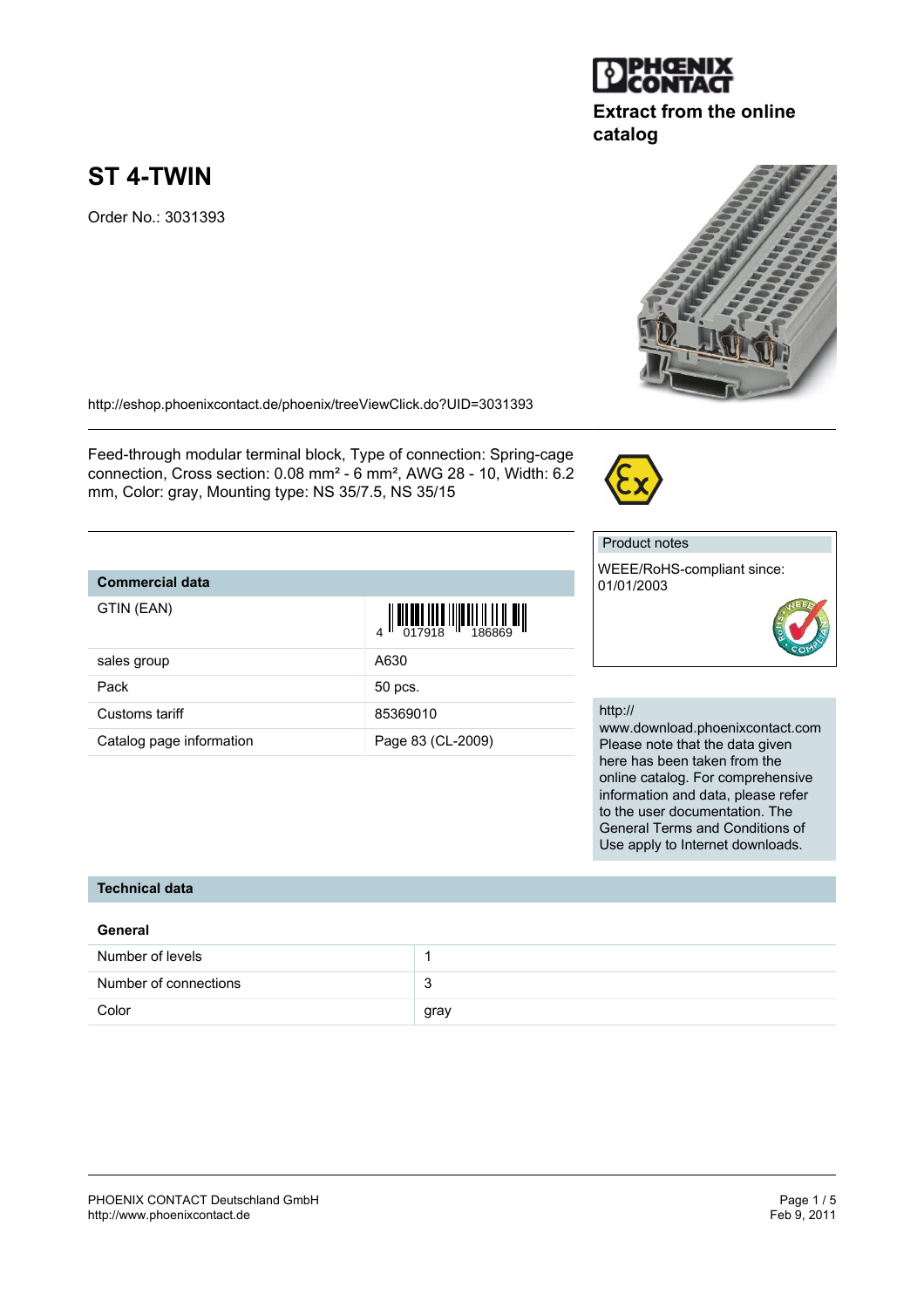Extract from the online catalog

# ST 4-TWIN

Order No.: 3031393

http://eshop.phoenixcontact.de/phoenix/treeViewClick.do?UID=3031393

Feed-through modular terminal block, Type of connection: Spring-cage connection, Cross section: 0.08 mm² - 6 mm², AWG 28 - 10, Width: 6.2 mm, Color: gray, Mounting type: NS 35/7.5, NS 35/15

| Commercial data | |
|---|---|
| GTIN (EAN) | 4 017918 186869 |
| sales group | A630 |
| Pack | 50 pcs. |
| Customs tariff | 85369010 |
| Catalog page information | Page 83 (CL-2009) |

**Product notes**

WEEE/RoHS-compliant since: 01/01/2003

http://www.download.phoenixcontact.com
Please note that the data given here has been taken from the online catalog. For comprehensive information and data, please refer to the user documentation. The General Terms and Conditions of Use apply to Internet downloads.

## Technical data

### General

| | |
|---|---|
| Number of levels | 1 |
| Number of connections | 3 |
| Color | gray |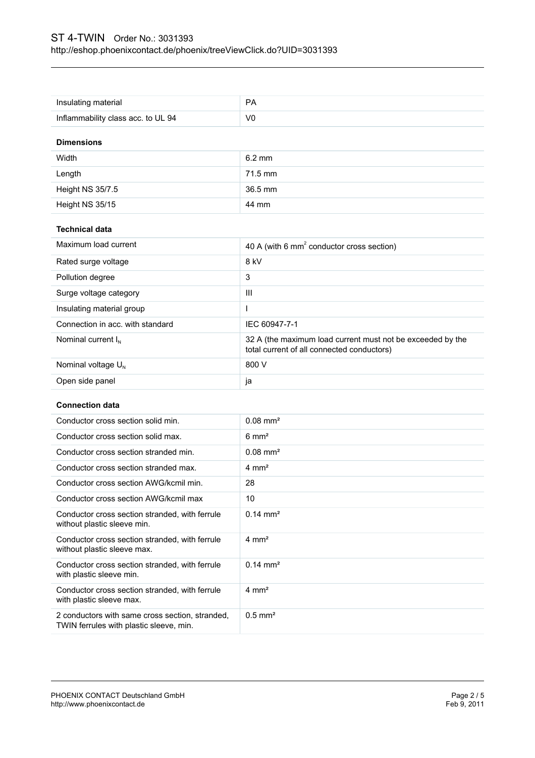| Insulating material | PA |
| --- | --- |
| Inflammability class acc. to UL 94 | V0 |

**Dimensions**

| Width | 6.2 mm |
| --- | --- |
| Length | 71.5 mm |
| Height NS 35/7.5 | 36.5 mm |
| Height NS 35/15 | 44 mm |

**Technical data**

| Maximum load current | 40 A (with 6 $mm^2$ conductor cross section) |
| --- | --- |
| Rated surge voltage | 8 kV |
| Pollution degree | 3 |
| Surge voltage category | III |
| Insulating material group | I |
| Connection in acc. with standard | IEC 60947-7-1 |
| Nominal current $I_N$ | 32 A (the maximum load current must not be exceeded by the total current of all connected conductors) |
| Nominal voltage $U_N$ | 800 V |
| Open side panel | ja |

**Connection data**

| Conductor cross section solid min. | 0.08 mm² |
| --- | --- |
| Conductor cross section solid max. | 6 mm² |
| Conductor cross section stranded min. | 0.08 mm² |
| Conductor cross section stranded max. | 4 mm² |
| Conductor cross section AWG/kcmil min. | 28 |
| Conductor cross section AWG/kcmil max | 10 |
| Conductor cross section stranded, with ferrule without plastic sleeve min. | 0.14 mm² |
| Conductor cross section stranded, with ferrule without plastic sleeve max. | 4 mm² |
| Conductor cross section stranded, with ferrule with plastic sleeve min. | 0.14 mm² |
| Conductor cross section stranded, with ferrule with plastic sleeve max. | 4 mm² |
| 2 conductors with same cross section, stranded, TWIN ferrules with plastic sleeve, min. | 0.5 mm² |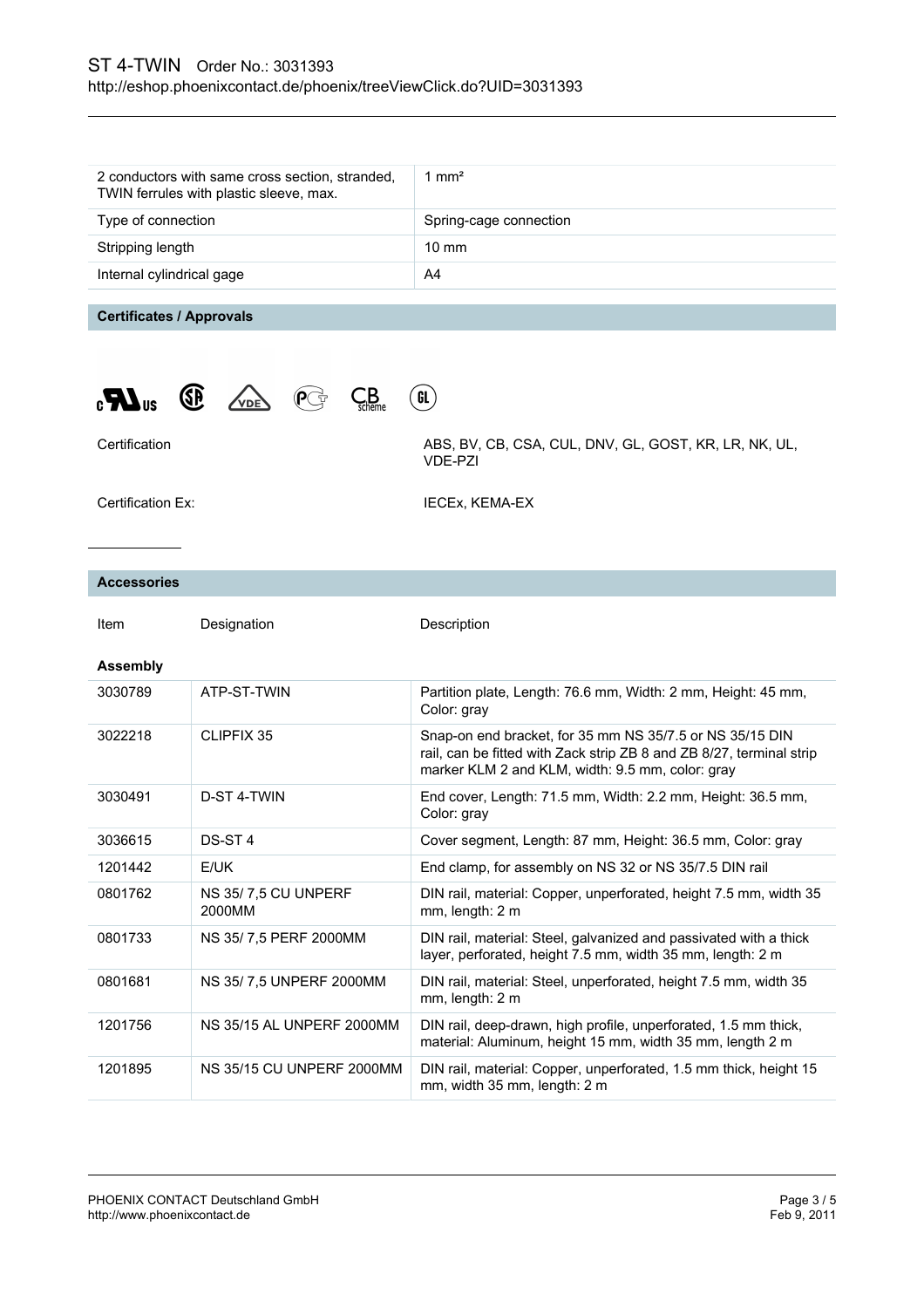| | |
|---|---|
| 2 conductors with same cross section, stranded, TWIN ferrules with plastic sleeve, max. | 1 mm² |
| Type of connection | Spring-cage connection |
| Stripping length | 10 mm |
| Internal cylindrical gage | A4 |

## Certificates / Approvals

| | |
|---|---|
| Certification | ABS, BV, CB, CSA, CUL, DNV, GL, GOST, KR, LR, NK, UL, VDE-PZI |
| Certification Ex: | IECEx, KEMA-EX |

## Accessories

| Item | Designation | Description |
|---|---|---|
| **Assembly** | | |
| 3030789 | ATP-ST-TWIN | Partition plate, Length: 76.6 mm, Width: 2 mm, Height: 45 mm, Color: gray |
| 3022218 | CLIPFIX 35 | Snap-on end bracket, for 35 mm NS 35/7.5 or NS 35/15 DIN rail, can be fitted with Zack strip ZB 8 and ZB 8/27, terminal strip marker KLM 2 and KLM, width: 9.5 mm, color: gray |
| 3030491 | D-ST 4-TWIN | End cover, Length: 71.5 mm, Width: 2.2 mm, Height: 36.5 mm, Color: gray |
| 3036615 | DS-ST 4 | Cover segment, Length: 87 mm, Height: 36.5 mm, Color: gray |
| 1201442 | E/UK | End clamp, for assembly on NS 32 or NS 35/7.5 DIN rail |
| 0801762 | NS 35/ 7,5 CU UNPERF 2000MM | DIN rail, material: Copper, unperforated, height 7.5 mm, width 35 mm, length: 2 m |
| 0801733 | NS 35/ 7,5 PERF 2000MM | DIN rail, material: Steel, galvanized and passivated with a thick layer, perforated, height 7.5 mm, width 35 mm, length: 2 m |
| 0801681 | NS 35/ 7,5 UNPERF 2000MM | DIN rail, material: Steel, unperforated, height 7.5 mm, width 35 mm, length: 2 m |
| 1201756 | NS 35/15 AL UNPERF 2000MM | DIN rail, deep-drawn, high profile, unperforated, 1.5 mm thick, material: Aluminum, height 15 mm, width 35 mm, length 2 m |
| 1201895 | NS 35/15 CU UNPERF 2000MM | DIN rail, material: Copper, unperforated, 1.5 mm thick, height 15 mm, width 35 mm, length: 2 m |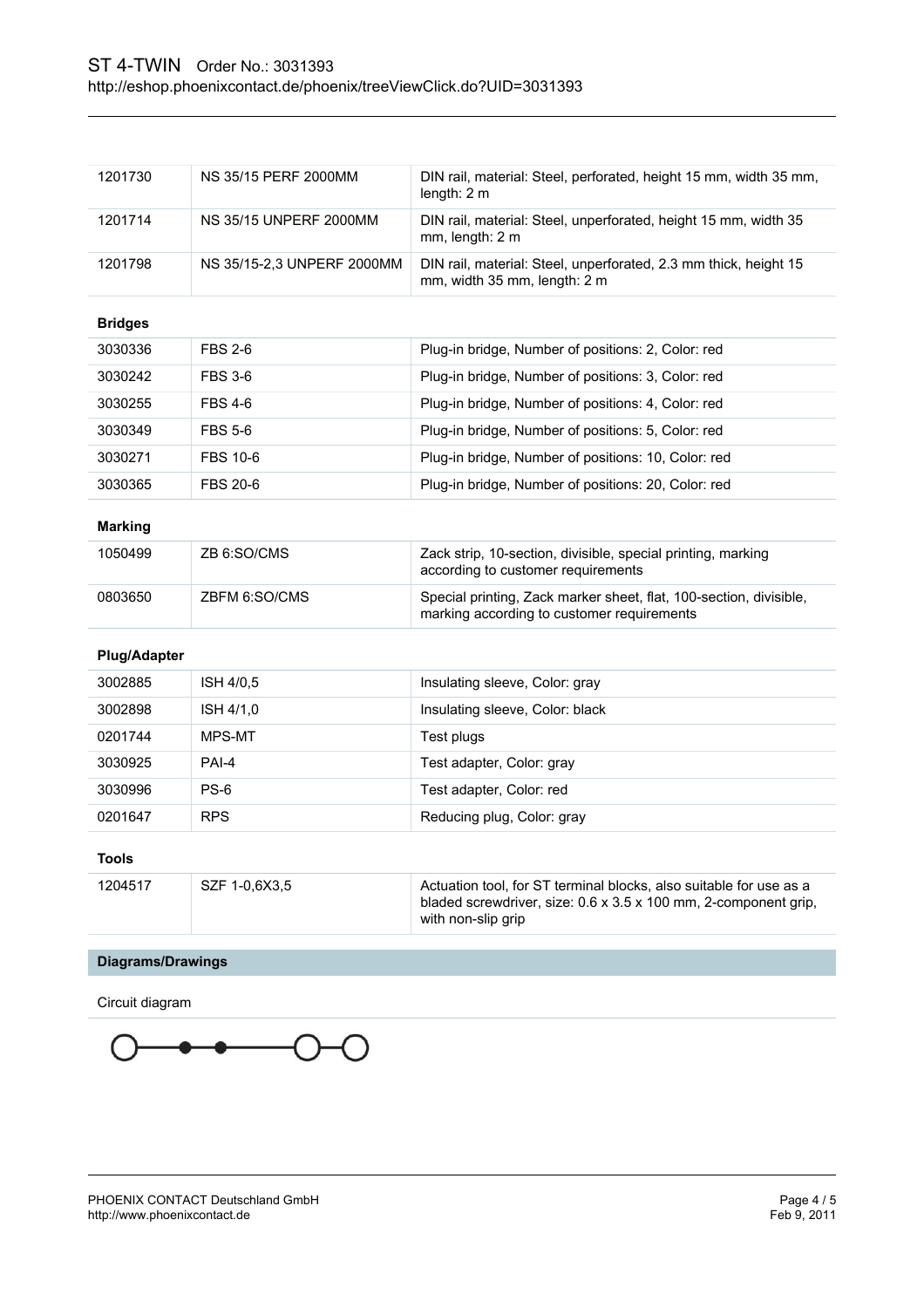| | | |
|---|---|---|
| 1201730 | NS 35/15 PERF 2000MM | DIN rail, material: Steel, perforated, height 15 mm, width 35 mm, length: 2 m |
| 1201714 | NS 35/15 UNPERF 2000MM | DIN rail, material: Steel, unperforated, height 15 mm, width 35 mm, length: 2 m |
| 1201798 | NS 35/15-2,3 UNPERF 2000MM | DIN rail, material: Steel, unperforated, 2.3 mm thick, height 15 mm, width 35 mm, length: 2 m |

**Bridges**

| | | |
|---|---|---|
| 3030336 | FBS 2-6 | Plug-in bridge, Number of positions: 2, Color: red |
| 3030242 | FBS 3-6 | Plug-in bridge, Number of positions: 3, Color: red |
| 3030255 | FBS 4-6 | Plug-in bridge, Number of positions: 4, Color: red |
| 3030349 | FBS 5-6 | Plug-in bridge, Number of positions: 5, Color: red |
| 3030271 | FBS 10-6 | Plug-in bridge, Number of positions: 10, Color: red |
| 3030365 | FBS 20-6 | Plug-in bridge, Number of positions: 20, Color: red |

**Marking**

| | | |
|---|---|---|
| 1050499 | ZB 6:SO/CMS | Zack strip, 10-section, divisible, special printing, marking according to customer requirements |
| 0803650 | ZBFM 6:SO/CMS | Special printing, Zack marker sheet, flat, 100-section, divisible, marking according to customer requirements |

**Plug/Adapter**

| | | |
|---|---|---|
| 3002885 | ISH 4/0,5 | Insulating sleeve, Color: gray |
| 3002898 | ISH 4/1,0 | Insulating sleeve, Color: black |
| 0201744 | MPS-MT | Test plugs |
| 3030925 | PAI-4 | Test adapter, Color: gray |
| 3030996 | PS-6 | Test adapter, Color: red |
| 0201647 | RPS | Reducing plug, Color: gray |

**Tools**

| | | |
|---|---|---|
| 1204517 | SZF 1-0,6X3,5 | Actuation tool, for ST terminal blocks, also suitable for use as a bladed screwdriver, size: 0.6 x 3.5 x 100 mm, 2-component grip, with non-slip grip |

## Diagrams/Drawings

Circuit diagram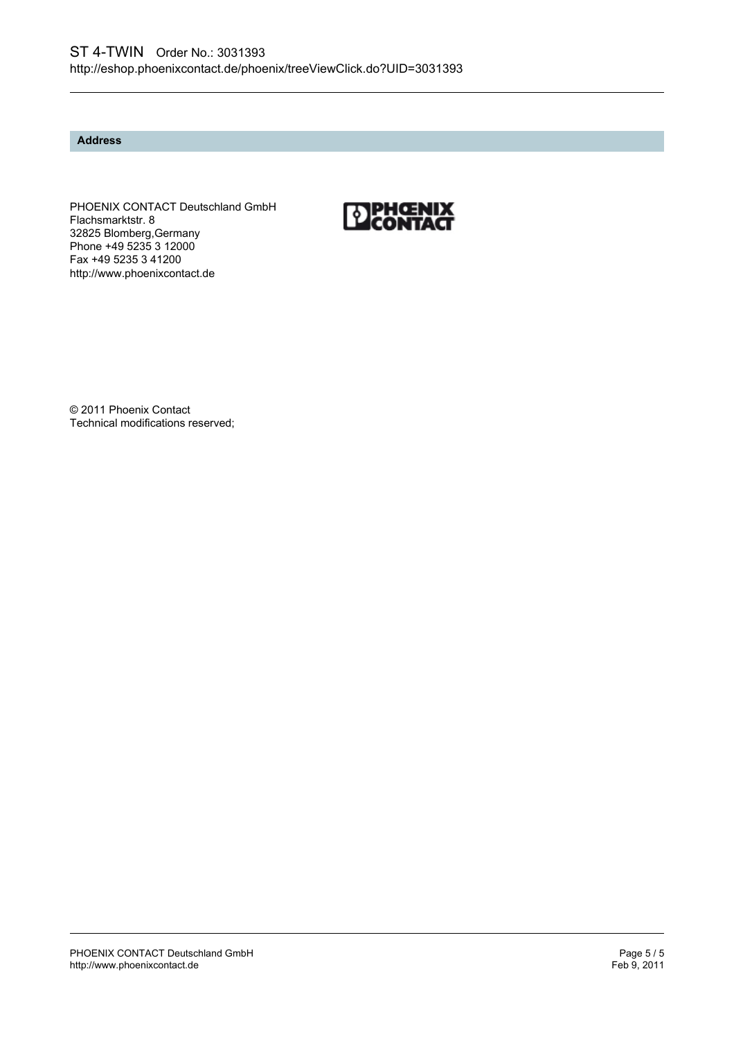## Address

PHOENIX CONTACT Deutschland GmbH
Flachsmarktstr. 8
32825 Blomberg,Germany
Phone +49 5235 3 12000
Fax +49 5235 3 41200
http://www.phoenixcontact.de

© 2011 Phoenix Contact
Technical modifications reserved;